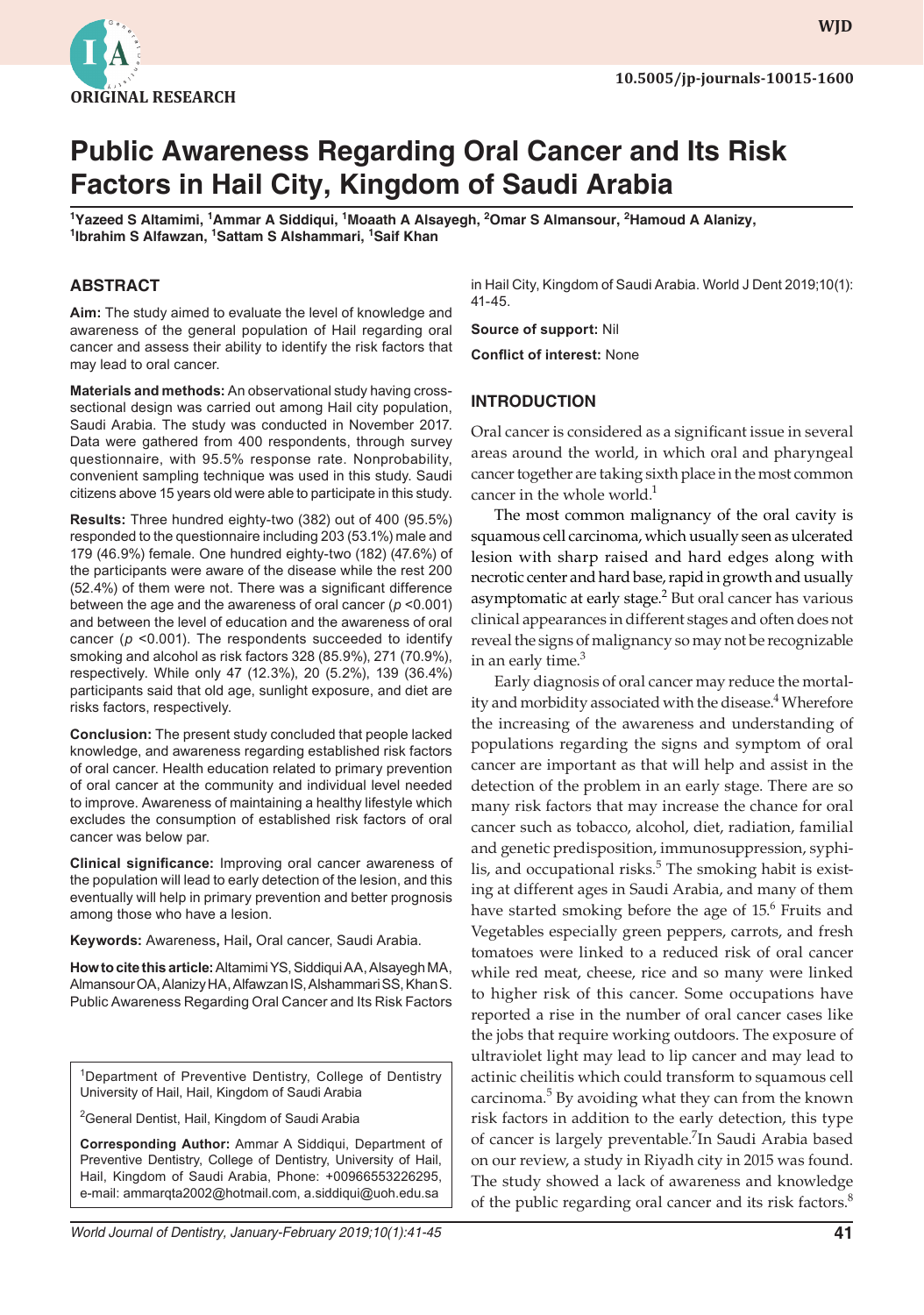ORIGINAL RESEARCH

10.5005/jp-journals-10015-1600

# Public Awareness Regarding Oral Cancer and Its Risk Factors in Hail City, Kingdom of Saudi Arabia

[1]Yazeed S Altamimi, [1]Ammar A Siddiqui, [1]Moaath A Alsayegh, [2]Omar S Almansour, [2]Hamoud A Alanizy, [1]Ibrahim S Alfawzan, [1]Sattam S Alshammari, [1]Saif Khan

## ABSTRACT

**Aim:** The study aimed to evaluate the level of knowledge and awareness of the general population of Hail regarding oral cancer and assess their ability to identify the risk factors that may lead to oral cancer.

**Materials and methods:** An observational study having cross-sectional design was carried out among Hail city population, Saudi Arabia. The study was conducted in November 2017. Data were gathered from 400 respondents, through survey questionnaire, with 95.5% response rate. Nonprobability, convenient sampling technique was used in this study. Saudi citizens above 15 years old were able to participate in this study.

**Results:** Three hundred eighty-two (382) out of 400 (95.5%) responded to the questionnaire including 203 (53.1%) male and 179 (46.9%) female. One hundred eighty-two (182) (47.6%) of the participants were aware of the disease while the rest 200 (52.4%) of them were not. There was a significant difference between the age and the awareness of oral cancer ($p < 0.001$) and between the level of education and the awareness of oral cancer ($p < 0.001$). The respondents succeeded to identify smoking and alcohol as risk factors 328 (85.9%), 271 (70.9%), respectively. While only 47 (12.3%), 20 (5.2%), 139 (36.4%) participants said that old age, sunlight exposure, and diet are risks factors, respectively.

**Conclusion:** The present study concluded that people lacked knowledge, and awareness regarding established risk factors of oral cancer. Health education related to primary prevention of oral cancer at the community and individual level needed to improve. Awareness of maintaining a healthy lifestyle which excludes the consumption of established risk factors of oral cancer was below par.

**Clinical significance:** Improving oral cancer awareness of the population will lead to early detection of the lesion, and this eventually will help in primary prevention and better prognosis among those who have a lesion.

**Keywords:** Awareness, Hail, Oral cancer, Saudi Arabia.

**How to cite this article:** Altamimi YS, Siddiqui AA, Alsayegh MA, Almansour OA, Alanizy HA, Alfawzan IS, Alshammari SS, Khan S. Public Awareness Regarding Oral Cancer and Its Risk Factors in Hail City, Kingdom of Saudi Arabia. World J Dent 2019;10(1):41-45.

**Source of support:** Nil

**Conflict of interest:** None

[1]Department of Preventive Dentistry, College of Dentistry University of Hail, Hail, Kingdom of Saudi Arabia

[2]General Dentist, Hail, Kingdom of Saudi Arabia

**Corresponding Author:** Ammar A Siddiqui, Department of Preventive Dentistry, College of Dentistry, University of Hail, Hail, Kingdom of Saudi Arabia, Phone: +00966553226295, e-mail: ammarqta2002@hotmail.com, a.siddiqui@uoh.edu.sa

## INTRODUCTION

Oral cancer is considered as a significant issue in several areas around the world, in which oral and pharyngeal cancer together are taking sixth place in the most common cancer in the whole world.[1]

The most common malignancy of the oral cavity is squamous cell carcinoma, which usually seen as ulcerated lesion with sharp raised and hard edges along with necrotic center and hard base, rapid in growth and usually asymptomatic at early stage.[2] But oral cancer has various clinical appearances in different stages and often does not reveal the signs of malignancy so may not be recognizable in an early time.[3]

Early diagnosis of oral cancer may reduce the mortality and morbidity associated with the disease.[4] Wherefore the increasing of the awareness and understanding of populations regarding the signs and symptom of oral cancer are important as that will help and assist in the detection of the problem in an early stage. There are so many risk factors that may increase the chance for oral cancer such as tobacco, alcohol, diet, radiation, familial and genetic predisposition, immunosuppression, syphilis, and occupational risks.[5] The smoking habit is existing at different ages in Saudi Arabia, and many of them have started smoking before the age of 15.[6] Fruits and Vegetables especially green peppers, carrots, and fresh tomatoes were linked to a reduced risk of oral cancer while red meat, cheese, rice and so many were linked to higher risk of this cancer. Some occupations have reported a rise in the number of oral cancer cases like the jobs that require working outdoors. The exposure of ultraviolet light may lead to lip cancer and may lead to actinic cheilitis which could transform to squamous cell carcinoma.[5] By avoiding what they can from the known risk factors in addition to the early detection, this type of cancer is largely preventable.[7]In Saudi Arabia based on our review, a study in Riyadh city in 2015 was found. The study showed a lack of awareness and knowledge of the public regarding oral cancer and its risk factors.[8]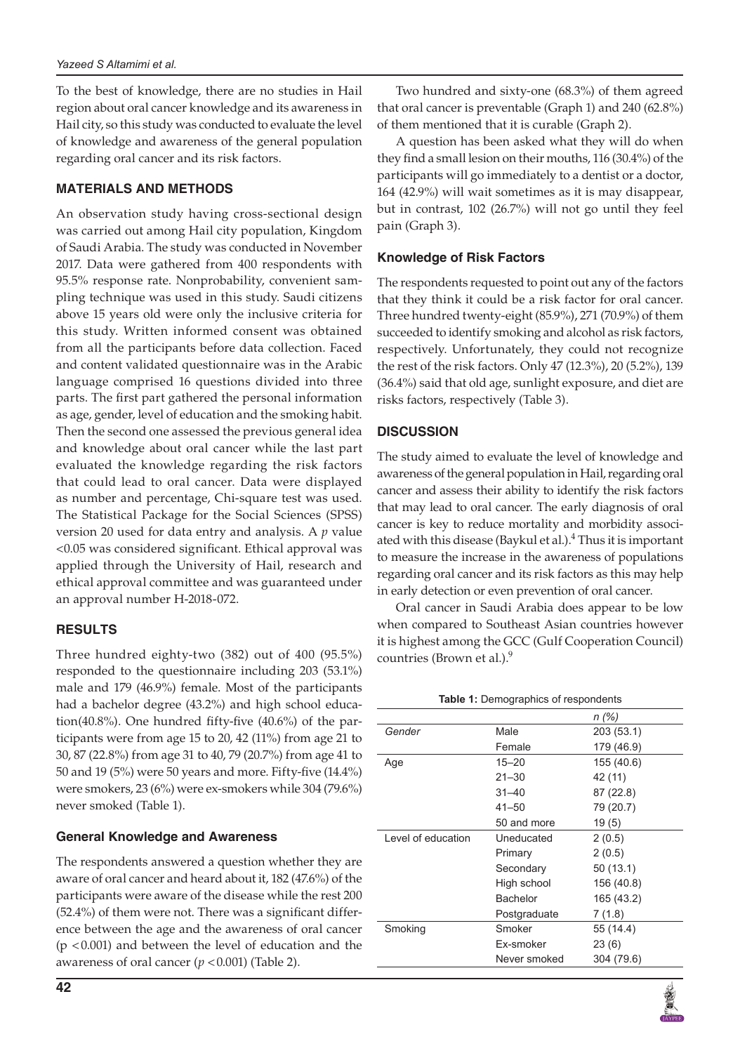To the best of knowledge, there are no studies in Hail region about oral cancer knowledge and its awareness in Hail city, so this study was conducted to evaluate the level of knowledge and awareness of the general population regarding oral cancer and its risk factors.

## MATERIALS AND METHODS

An observation study having cross-sectional design was carried out among Hail city population, Kingdom of Saudi Arabia. The study was conducted in November 2017. Data were gathered from 400 respondents with 95.5% response rate. Nonprobability, convenient sampling technique was used in this study. Saudi citizens above 15 years old were only the inclusive criteria for this study. Written informed consent was obtained from all the participants before data collection. Faced and content validated questionnaire was in the Arabic language comprised 16 questions divided into three parts. The first part gathered the personal information as age, gender, level of education and the smoking habit. Then the second one assessed the previous general idea and knowledge about oral cancer while the last part evaluated the knowledge regarding the risk factors that could lead to oral cancer. Data were displayed as number and percentage, Chi-square test was used. The Statistical Package for the Social Sciences (SPSS) version 20 used for data entry and analysis. A $p$ value <0.05 was considered significant. Ethical approval was applied through the University of Hail, research and ethical approval committee and was guaranteed under an approval number H-2018-072.

## RESULTS

Three hundred eighty-two (382) out of 400 (95.5%) responded to the questionnaire including 203 (53.1%) male and 179 (46.9%) female. Most of the participants had a bachelor degree (43.2%) and high school education(40.8%). One hundred fifty-five (40.6%) of the participants were from age 15 to 20, 42 (11%) from age 21 to 30, 87 (22.8%) from age 31 to 40, 79 (20.7%) from age 41 to 50 and 19 (5%) were 50 years and more. Fifty-five (14.4%) were smokers, 23 (6%) were ex-smokers while 304 (79.6%) never smoked (Table 1).

### General Knowledge and Awareness

The respondents answered a question whether they are aware of oral cancer and heard about it, 182 (47.6%) of the participants were aware of the disease while the rest 200 (52.4%) of them were not. There was a significant difference between the age and the awareness of oral cancer ($p < 0.001$) and between the level of education and the awareness of oral cancer ($p < 0.001$) (Table 2).

Two hundred and sixty-one (68.3%) of them agreed that oral cancer is preventable (Graph 1) and 240 (62.8%) of them mentioned that it is curable (Graph 2).

A question has been asked what they will do when they find a small lesion on their mouths, 116 (30.4%) of the participants will go immediately to a dentist or a doctor, 164 (42.9%) will wait sometimes as it is may disappear, but in contrast, 102 (26.7%) will not go until they feel pain (Graph 3).

### Knowledge of Risk Factors

The respondents requested to point out any of the factors that they think it could be a risk factor for oral cancer. Three hundred twenty-eight (85.9%), 271 (70.9%) of them succeeded to identify smoking and alcohol as risk factors, respectively. Unfortunately, they could not recognize the rest of the risk factors. Only 47 (12.3%), 20 (5.2%), 139 (36.4%) said that old age, sunlight exposure, and diet are risks factors, respectively (Table 3).

## DISCUSSION

The study aimed to evaluate the level of knowledge and awareness of the general population in Hail, regarding oral cancer and assess their ability to identify the risk factors that may lead to oral cancer. The early diagnosis of oral cancer is key to reduce mortality and morbidity associated with this disease (Baykul et al.).[4] Thus it is important to measure the increase in the awareness of populations regarding oral cancer and its risk factors as this may help in early detection or even prevention of oral cancer.

Oral cancer in Saudi Arabia does appear to be low when compared to Southeast Asian countries however it is highest among the GCC (Gulf Cooperation Council) countries (Brown et al.).[9]

**Table 1:** Demographics of respondents

| | | *n (%)* |
|---|---|---|
| *Gender* | Male | 203 (53.1) |
| | Female | 179 (46.9) |
| Age | 15–20 | 155 (40.6) |
| | 21–30 | 42 (11) |
| | 31–40 | 87 (22.8) |
| | 41–50 | 79 (20.7) |
| | 50 and more | 19 (5) |
| Level of education | Uneducated | 2 (0.5) |
| | Primary | 2 (0.5) |
| | Secondary | 50 (13.1) |
| | High school | 156 (40.8) |
| | Bachelor | 165 (43.2) |
| | Postgraduate | 7 (1.8) |
| Smoking | Smoker | 55 (14.4) |
| | Ex-smoker | 23 (6) |
| | Never smoked | 304 (79.6) |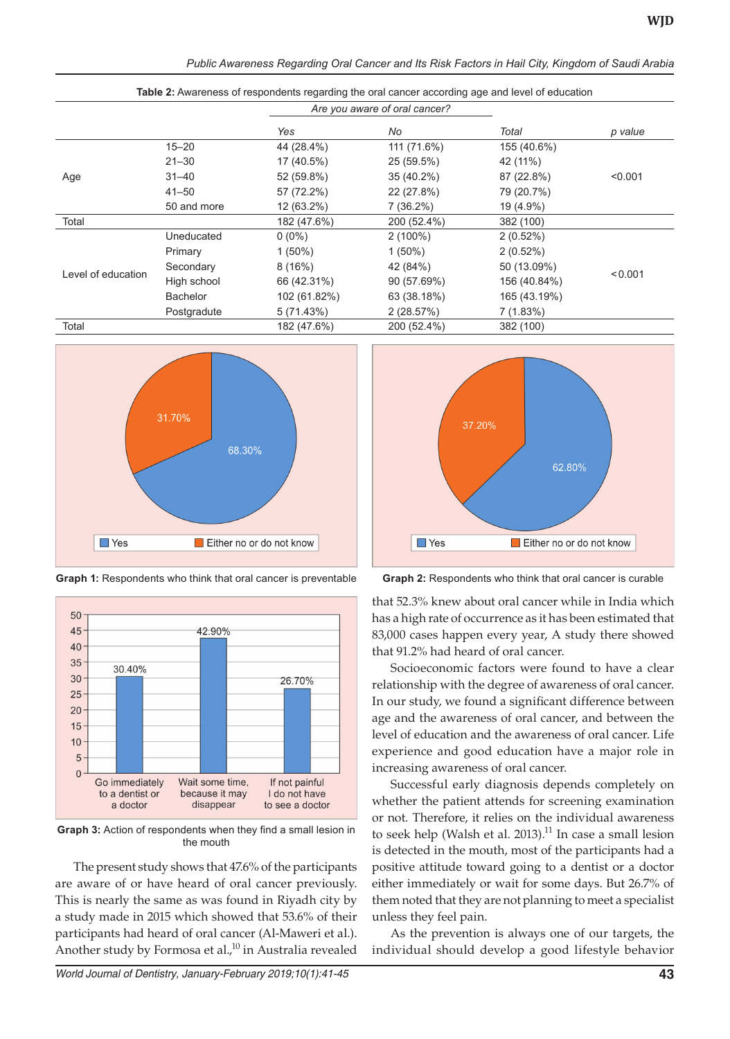**Table 2:** Awareness of respondents regarding the oral cancer according age and level of education

| | | *Are you aware of oral cancer?* | | | |
|---|---|---|---|---|---|
| | | *Yes* | *No* | *Total* | *p value* |
| Age | 15–20 | 44 (28.4%) | 111 (71.6%) | 155 (40.6%) | <0.001 |
| | 21–30 | 17 (40.5%) | 25 (59.5%) | 42 (11%) | |
| | 31–40 | 52 (59.8%) | 35 (40.2%) | 87 (22.8%) | |
| | 41–50 | 57 (72.2%) | 22 (27.8%) | 79 (20.7%) | |
| | 50 and more | 12 (63.2%) | 7 (36.2%) | 19 (4.9%) | |
| Total | | 182 (47.6%) | 200 (52.4%) | 382 (100) | |
| Level of education | Uneducated | 0 (0%) | 2 (100%) | 2 (0.52%) | <0.001 |
| | Primary | 1 (50%) | 1 (50%) | 2 (0.52%) | |
| | Secondary | 8 (16%) | 42 (84%) | 50 (13.09%) | |
| | High school | 66 (42.31%) | 90 (57.69%) | 156 (40.84%) | |
| | Bachelor | 102 (61.82%) | 63 (38.18%) | 165 (43.19%) | |
| | Postgradute | 5 (71.43%) | 2 (28.57%) | 7 (1.83%) | |
| Total | | 182 (47.6%) | 200 (52.4%) | 382 (100) | |

**Graph 1:** Respondents who think that oral cancer is preventable

**Graph 2:** Respondents who think that oral cancer is curable

**Graph 3:** Action of respondents when they find a small lesion in the mouth

The present study shows that 47.6% of the participants are aware of or have heard of oral cancer previously. This is nearly the same as was found in Riyadh city by a study made in 2015 which showed that 53.6% of their participants had heard of oral cancer (Al-Maweri et al.). Another study by Formosa et al.,[10] in Australia revealed that 52.3% knew about oral cancer while in India which has a high rate of occurrence as it has been estimated that 83,000 cases happen every year, A study there showed that 91.2% had heard of oral cancer.

Socioeconomic factors were found to have a clear relationship with the degree of awareness of oral cancer. In our study, we found a significant difference between age and the awareness of oral cancer, and between the level of education and the awareness of oral cancer. Life experience and good education have a major role in increasing awareness of oral cancer.

Successful early diagnosis depends completely on whether the patient attends for screening examination or not. Therefore, it relies on the individual awareness to seek help (Walsh et al. 2013).[11] In case a small lesion is detected in the mouth, most of the participants had a positive attitude toward going to a dentist or a doctor either immediately or wait for some days. But 26.7% of them noted that they are not planning to meet a specialist unless they feel pain.

As the prevention is always one of our targets, the individual should develop a good lifestyle behavior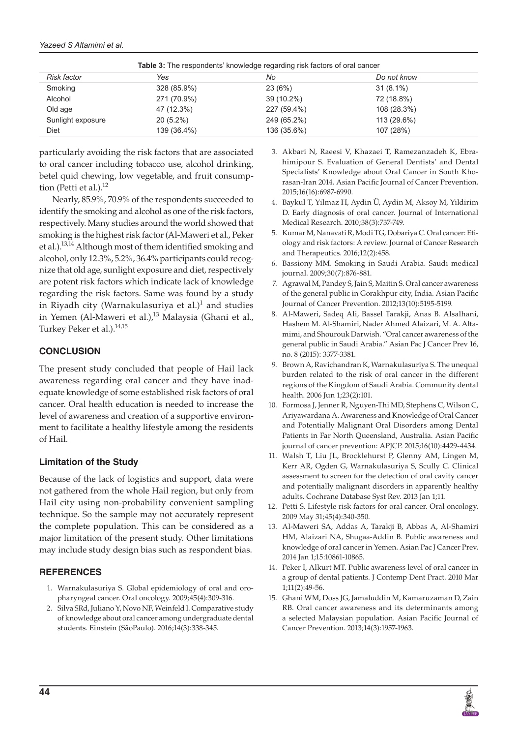**Table 3:** The respondents' knowledge regarding risk factors of oral cancer

| *Risk factor* | *Yes* | *No* | *Do not know* |
|---|---|---|---|
| Smoking | 328 (85.9%) | 23 (6%) | 31 (8.1%) |
| Alcohol | 271 (70.9%) | 39 (10.2%) | 72 (18.8%) |
| Old age | 47 (12.3%) | 227 (59.4%) | 108 (28.3%) |
| Sunlight exposure | 20 (5.2%) | 249 (65.2%) | 113 (29.6%) |
| Diet | 139 (36.4%) | 136 (35.6%) | 107 (28%) |

particularly avoiding the risk factors that are associated to oral cancer including tobacco use, alcohol drinking, betel quid chewing, low vegetable, and fruit consumption (Petti et al.).[12]

Nearly, 85.9%, 70.9% of the respondents succeeded to identify the smoking and alcohol as one of the risk factors, respectively. Many studies around the world showed that smoking is the highest risk factor (Al-Maweri et al., Peker et al.).[13,14] Although most of them identified smoking and alcohol, only 12.3%, 5.2%, 36.4% participants could recognize that old age, sunlight exposure and diet, respectively are potent risk factors which indicate lack of knowledge regarding the risk factors. Same was found by a study in Riyadh city (Warnakulasuriya et al.)[1] and studies in Yemen (Al-Maweri et al.),[13] Malaysia (Ghani et al., Turkey Peker et al.).[14,15]

## CONCLUSION

The present study concluded that people of Hail lack awareness regarding oral cancer and they have inadequate knowledge of some established risk factors of oral cancer. Oral health education is needed to increase the level of awareness and creation of a supportive environment to facilitate a healthy lifestyle among the residents of Hail.

### Limitation of the Study

Because of the lack of logistics and support, data were not gathered from the whole Hail region, but only from Hail city using non-probability convenient sampling technique. So the sample may not accurately represent the complete population. This can be considered as a major limitation of the present study. Other limitations may include study design bias such as respondent bias.

## REFERENCES

1. Warnakulasuriya S. Global epidemiology of oral and oropharyngeal cancer. Oral oncology. 2009;45(4):309-316.
2. Silva SRd, Juliano Y, Novo NF, Weinfeld I. Comparative study of knowledge about oral cancer among undergraduate dental students. Einstein (SãoPaulo). 2016;14(3):338-345.
3. Akbari N, Raeesi V, Khazaei T, Ramezanzadeh K, Ebrahimipour S. Evaluation of General Dentists' and Dental Specialists' Knowledge about Oral Cancer in South Khorasan-Iran 2014. Asian Pacific Journal of Cancer Prevention. 2015;16(16):6987-6990.
4. Baykul T, Yilmaz H, Aydin Ü, Aydin M, Aksoy M, Yildirim D. Early diagnosis of oral cancer. Journal of International Medical Research. 2010;38(3):737-749.
5. Kumar M, Nanavati R, Modi TG, Dobariya C. Oral cancer: Etiology and risk factors: A review. Journal of Cancer Research and Therapeutics. 2016;12(2):458.
6. Bassiony MM. Smoking in Saudi Arabia. Saudi medical journal. 2009;30(7):876-881.
7. Agrawal M, Pandey S, Jain S, Maitin S. Oral cancer awareness of the general public in Gorakhpur city, India. Asian Pacific Journal of Cancer Prevention. 2012;13(10):5195-5199.
8. Al-Maweri, Sadeq Ali, Bassel Tarakji, Anas B. Alsalhani, Hashem M. Al-Shamiri, Nader Ahmed Alaizari, M. A. Altamimi, and Shourouk Darwish. "Oral cancer awareness of the general public in Saudi Arabia." Asian Pac J Cancer Prev 16, no. 8 (2015): 3377-3381.
9. Brown A, Ravichandran K, Warnakulasuriya S. The unequal burden related to the risk of oral cancer in the different regions of the Kingdom of Saudi Arabia. Community dental health. 2006 Jun 1;23(2):101.
10. Formosa J, Jenner R, Nguyen-Thi MD, Stephens C, Wilson C, Ariyawardana A. Awareness and Knowledge of Oral Cancer and Potentially Malignant Oral Disorders among Dental Patients in Far North Queensland, Australia. Asian Pacific journal of cancer prevention: APJCP. 2015;16(10):4429-4434.
11. Walsh T, Liu JL, Brocklehurst P, Glenny AM, Lingen M, Kerr AR, Ogden G, Warnakulasuriya S, Scully C. Clinical assessment to screen for the detection of oral cavity cancer and potentially malignant disorders in apparently healthy adults. Cochrane Database Syst Rev. 2013 Jan 1;11.
12. Petti S. Lifestyle risk factors for oral cancer. Oral oncology. 2009 May 31;45(4):340-350.
13. Al-Maweri SA, Addas A, Tarakji B, Abbas A, Al-Shamiri HM, Alaizari NA, Shugaa-Addin B. Public awareness and knowledge of oral cancer in Yemen. Asian Pac J Cancer Prev. 2014 Jan 1;15:10861-10865.
14. Peker I, Alkurt MT. Public awareness level of oral cancer in a group of dental patients. J Contemp Dent Pract. 2010 Mar 1;11(2):49-56.
15. Ghani WM, Doss JG, Jamaluddin M, Kamaruzaman D, Zain RB. Oral cancer awareness and its determinants among a selected Malaysian population. Asian Pacific Journal of Cancer Prevention. 2013;14(3):1957-1963.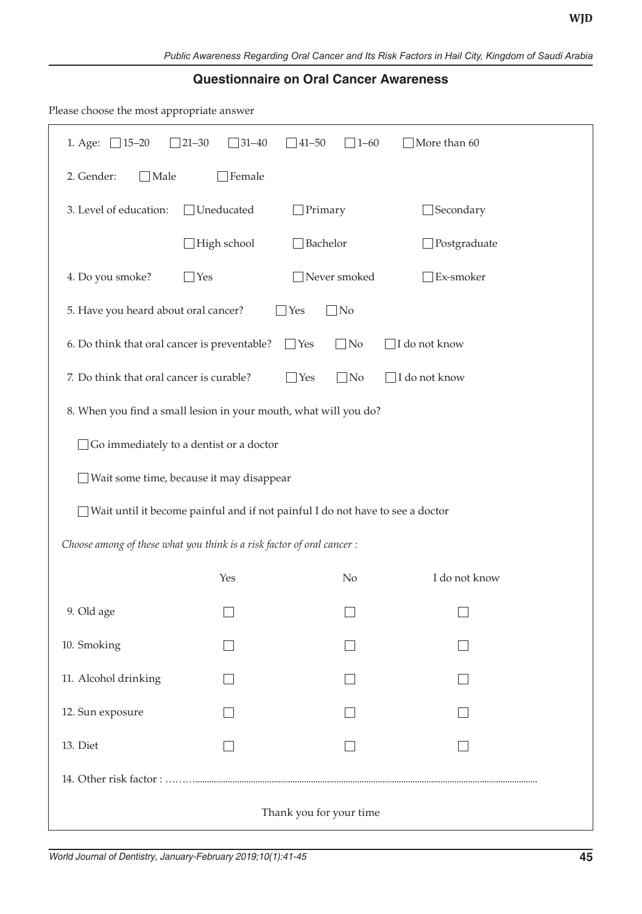## Questionnaire on Oral Cancer Awareness

Please choose the most appropriate answer

1. Age: ☐ 15–20 ☐ 21–30 ☐ 31–40 ☐ 41–50 ☐ 1–60 ☐ More than 60

2. Gender: ☐ Male ☐ Female

3. Level of education: ☐ Uneducated ☐ Primary ☐ Secondary ☐ High school ☐ Bachelor ☐ Postgraduate

4. Do you smoke? ☐ Yes ☐ Never smoked ☐ Ex-smoker

5. Have you heard about oral cancer? ☐ Yes ☐ No

6. Do think that oral cancer is preventable? ☐ Yes ☐ No ☐ I do not know

7. Do think that oral cancer is curable? ☐ Yes ☐ No ☐ I do not know

8. When you find a small lesion in your mouth, what will you do?

☐ Go immediately to a dentist or a doctor

☐ Wait some time, because it may disappear

☐ Wait until it become painful and if not painful I do not have to see a doctor

*Choose among of these what you think is a risk factor of oral cancer :*

| | Yes | No | I do not know |
|---|---|---|---|
| 9. Old age | ☐ | ☐ | ☐ |
| 10. Smoking | ☐ | ☐ | ☐ |
| 11. Alcohol drinking | ☐ | ☐ | ☐ |
| 12. Sun exposure | ☐ | ☐ | ☐ |
| 13. Diet | ☐ | ☐ | ☐ |

14. Other risk factor : ………..........................................................................................................................

Thank you for your time